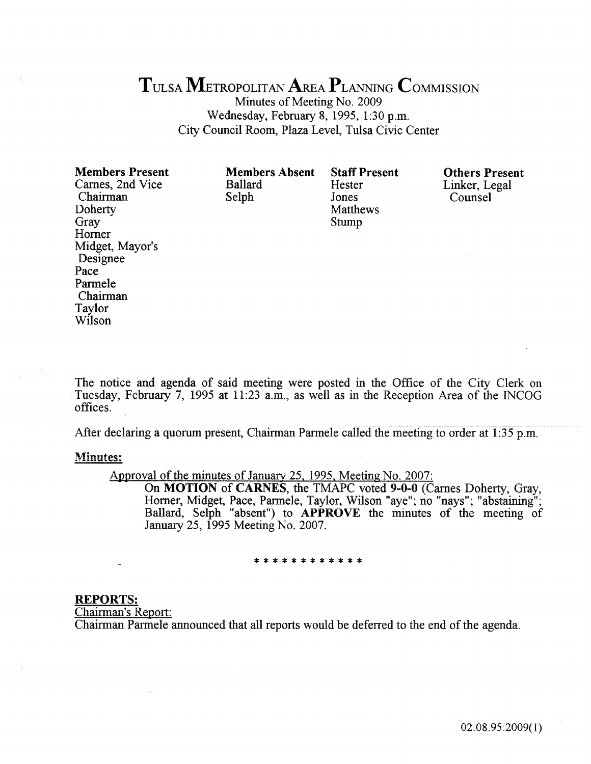# TULSA METROPOLITAN AREA PLANNING COMMISSION

Minutes of Meeting No. 2009
Wednesday, February 8, 1995, 1:30 p.m.
City Council Room, Plaza Level, Tulsa Civic Center

| Members Present | Members Absent | Staff Present | Others Present |
|---|---|---|---|
| Carnes, 2nd Vice Chairman | Ballard | Hester | Linker, Legal Counsel |
| Doherty | Selph | Jones | |
| Gray | | Matthews | |
| Horner | | Stump | |
| Midget, Mayor's Designee | | | |
| Pace | | | |
| Parmele Chairman | | | |
| Taylor | | | |
| Wilson | | | |

The notice and agenda of said meeting were posted in the Office of the City Clerk on Tuesday, February 7, 1995 at 11:23 a.m., as well as in the Reception Area of the INCOG offices.

After declaring a quorum present, Chairman Parmele called the meeting to order at 1:35 p.m.

**Minutes:**

Approval of the minutes of January 25, 1995, Meeting No. 2007:

On **MOTION** of **CARNES**, the TMAPC voted **9-0-0** (Carnes Doherty, Gray, Horner, Midget, Pace, Parmele, Taylor, Wilson "aye"; no "nays"; "abstaining"; Ballard, Selph "absent") to **APPROVE** the minutes of the meeting of January 25, 1995 Meeting No. 2007.

\* \* \* \* \* \* \* \* \* \* \* \*

**REPORTS:**

Chairman's Report:

Chairman Parmele announced that all reports would be deferred to the end of the agenda.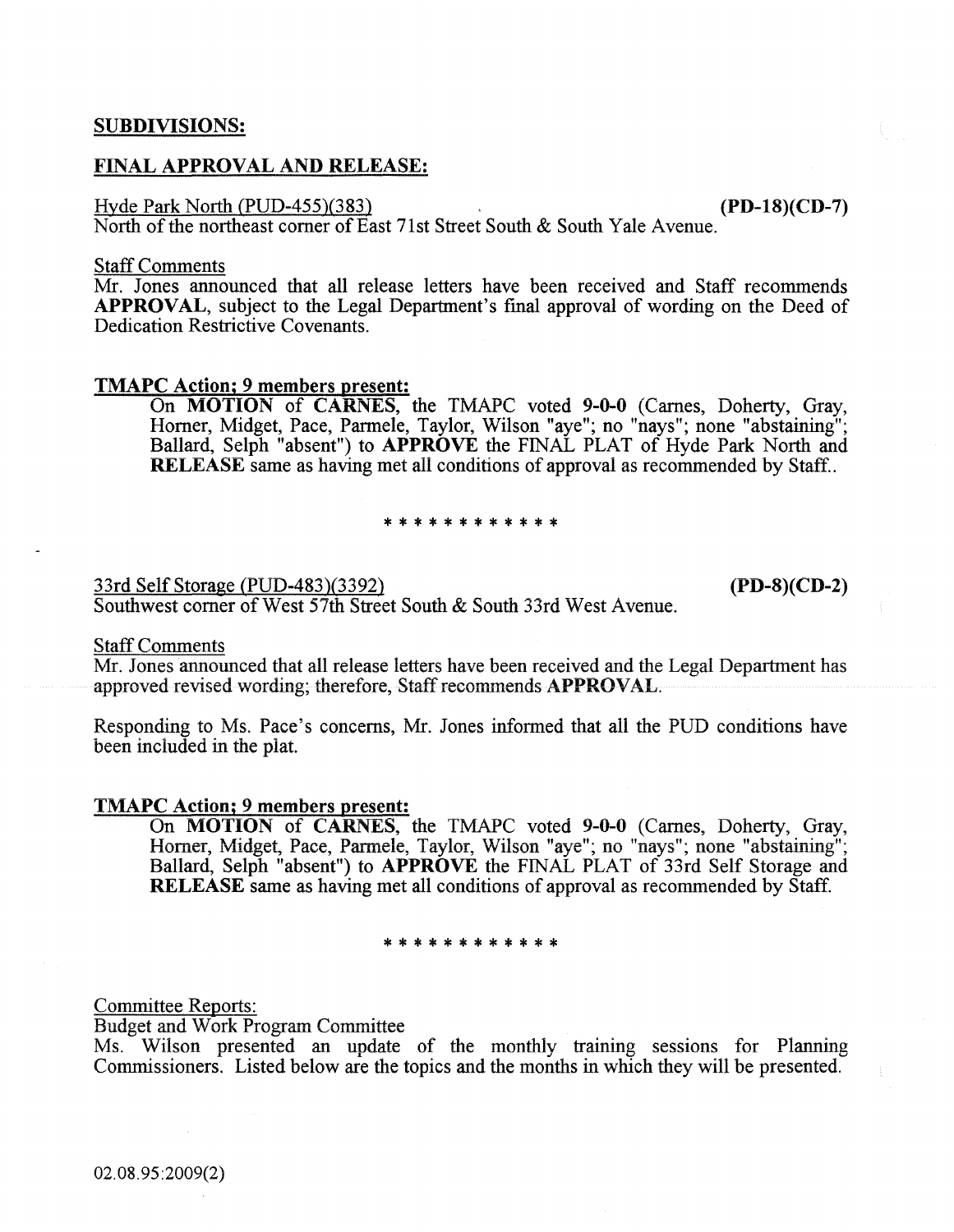**SUBDIVISIONS:**

**FINAL APPROVAL AND RELEASE:**

Hyde Park North (PUD-455)(383) **(PD-18)(CD-7)**
North of the northeast corner of East 71st Street South & South Yale Avenue.

Staff Comments
Mr. Jones announced that all release letters have been received and Staff recommends **APPROVAL**, subject to the Legal Department's final approval of wording on the Deed of Dedication Restrictive Covenants.

**TMAPC Action; 9 members present:**

On **MOTION** of **CARNES**, the TMAPC voted **9-0-0** (Carnes, Doherty, Gray, Horner, Midget, Pace, Parmele, Taylor, Wilson "aye"; no "nays"; none "abstaining"; Ballard, Selph "absent") to **APPROVE** the FINAL PLAT of Hyde Park North and **RELEASE** same as having met all conditions of approval as recommended by Staff..

\* \* \* \* \* \* \* \* \* \* \* \*

33rd Self Storage (PUD-483)(3392) **(PD-8)(CD-2)**
Southwest corner of West 57th Street South & South 33rd West Avenue.

Staff Comments
Mr. Jones announced that all release letters have been received and the Legal Department has approved revised wording; therefore, Staff recommends **APPROVAL**.

Responding to Ms. Pace's concerns, Mr. Jones informed that all the PUD conditions have been included in the plat.

**TMAPC Action; 9 members present:**

On **MOTION** of **CARNES**, the TMAPC voted **9-0-0** (Carnes, Doherty, Gray, Horner, Midget, Pace, Parmele, Taylor, Wilson "aye"; no "nays"; none "abstaining"; Ballard, Selph "absent") to **APPROVE** the FINAL PLAT of 33rd Self Storage and **RELEASE** same as having met all conditions of approval as recommended by Staff.

\* \* \* \* \* \* \* \* \* \* \* \*

Committee Reports:
Budget and Work Program Committee
Ms. Wilson presented an update of the monthly training sessions for Planning Commissioners. Listed below are the topics and the months in which they will be presented.

02.08.95:2009(2)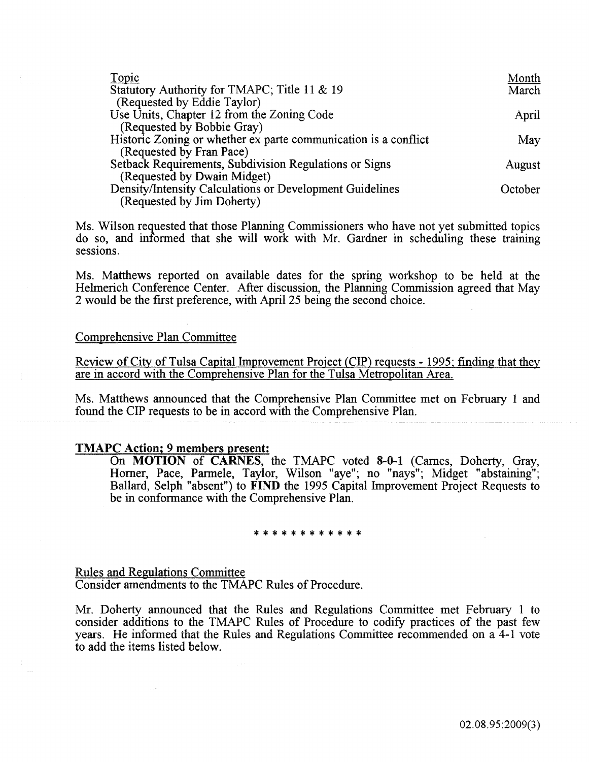| Topic | Month |
|---|---|
| Statutory Authority for TMAPC; Title 11 & 19 (Requested by Eddie Taylor) | March |
| Use Units, Chapter 12 from the Zoning Code (Requested by Bobbie Gray) | April |
| Historic Zoning or whether ex parte communication is a conflict (Requested by Fran Pace) | May |
| Setback Requirements, Subdivision Regulations or Signs (Requested by Dwain Midget) | August |
| Density/Intensity Calculations or Development Guidelines (Requested by Jim Doherty) | October |

Ms. Wilson requested that those Planning Commissioners who have not yet submitted topics do so, and informed that she will work with Mr. Gardner in scheduling these training sessions.

Ms. Matthews reported on available dates for the spring workshop to be held at the Helmerich Conference Center. After discussion, the Planning Commission agreed that May 2 would be the first preference, with April 25 being the second choice.

Comprehensive Plan Committee

Review of City of Tulsa Capital Improvement Project (CIP) requests - 1995; finding that they are in accord with the Comprehensive Plan for the Tulsa Metropolitan Area.

Ms. Matthews announced that the Comprehensive Plan Committee met on February 1 and found the CIP requests to be in accord with the Comprehensive Plan.

**TMAPC Action; 9 members present:**

On **MOTION** of **CARNES**, the TMAPC voted **8-0-1** (Carnes, Doherty, Gray, Horner, Pace, Parmele, Taylor, Wilson "aye"; no "nays"; Midget "abstaining"; Ballard, Selph "absent") to **FIND** the 1995 Capital Improvement Project Requests to be in conformance with the Comprehensive Plan.

* * * * * * * * * * * *

Rules and Regulations Committee

Consider amendments to the TMAPC Rules of Procedure.

Mr. Doherty announced that the Rules and Regulations Committee met February 1 to consider additions to the TMAPC Rules of Procedure to codify practices of the past few years. He informed that the Rules and Regulations Committee recommended on a 4-1 vote to add the items listed below.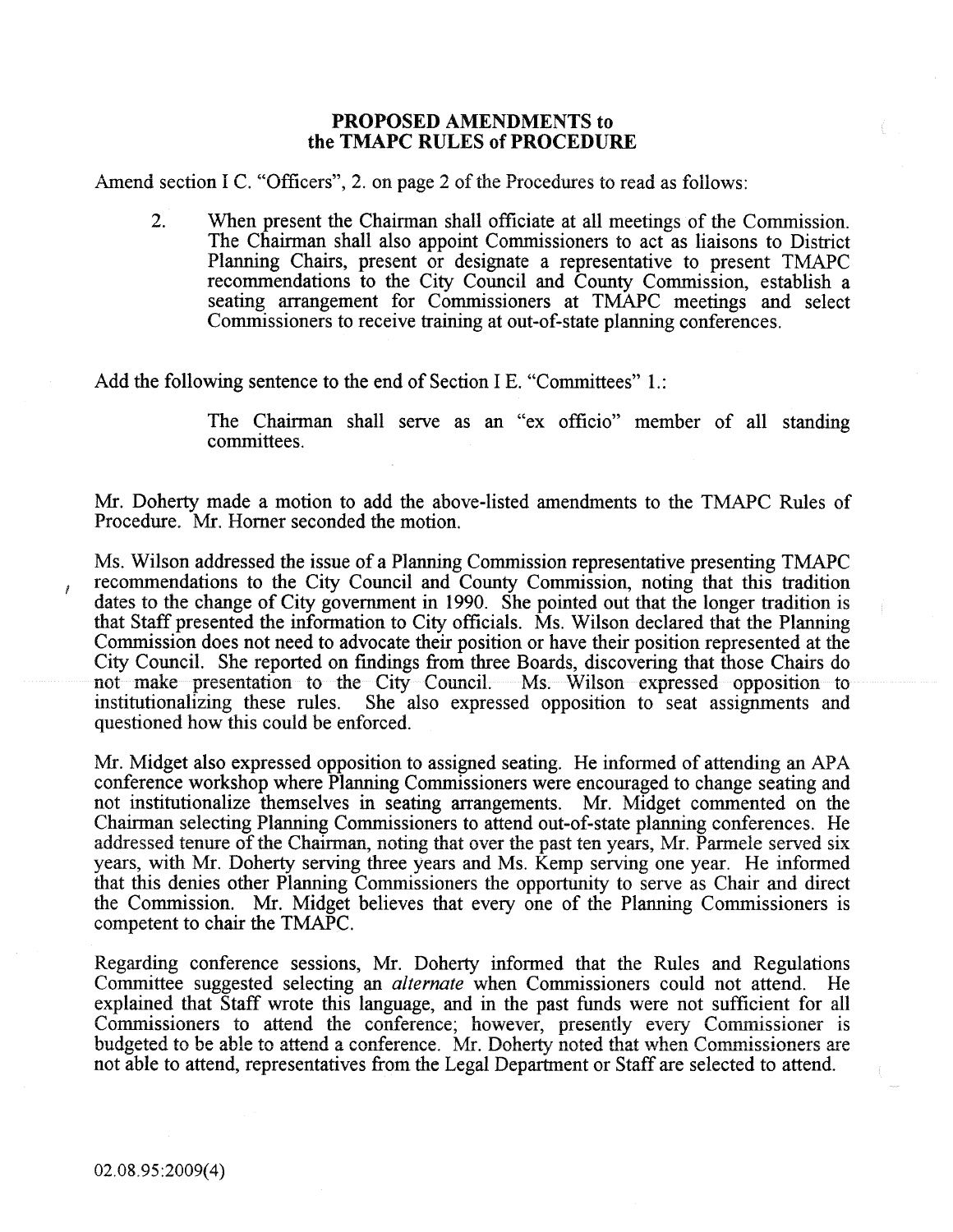**PROPOSED AMENDMENTS to the TMAPC RULES of PROCEDURE**

Amend section I C. "Officers", 2. on page 2 of the Procedures to read as follows:

> 2. When present the Chairman shall officiate at all meetings of the Commission. The Chairman shall also appoint Commissioners to act as liaisons to District Planning Chairs, present or designate a representative to present TMAPC recommendations to the City Council and County Commission, establish a seating arrangement for Commissioners at TMAPC meetings and select Commissioners to receive training at out-of-state planning conferences.

Add the following sentence to the end of Section I E. "Committees" 1.:

> The Chairman shall serve as an "ex officio" member of all standing committees.

Mr. Doherty made a motion to add the above-listed amendments to the TMAPC Rules of Procedure. Mr. Horner seconded the motion.

Ms. Wilson addressed the issue of a Planning Commission representative presenting TMAPC recommendations to the City Council and County Commission, noting that this tradition dates to the change of City government in 1990. She pointed out that the longer tradition is that Staff presented the information to City officials. Ms. Wilson declared that the Planning Commission does not need to advocate their position or have their position represented at the City Council. She reported on findings from three Boards, discovering that those Chairs do not make presentation to the City Council. Ms. Wilson expressed opposition to institutionalizing these rules. She also expressed opposition to seat assignments and questioned how this could be enforced.

Mr. Midget also expressed opposition to assigned seating. He informed of attending an APA conference workshop where Planning Commissioners were encouraged to change seating and not institutionalize themselves in seating arrangements. Mr. Midget commented on the Chairman selecting Planning Commissioners to attend out-of-state planning conferences. He addressed tenure of the Chairman, noting that over the past ten years, Mr. Parmele served six years, with Mr. Doherty serving three years and Ms. Kemp serving one year. He informed that this denies other Planning Commissioners the opportunity to serve as Chair and direct the Commission. Mr. Midget believes that every one of the Planning Commissioners is competent to chair the TMAPC.

Regarding conference sessions, Mr. Doherty informed that the Rules and Regulations Committee suggested selecting an *alternate* when Commissioners could not attend. He explained that Staff wrote this language, and in the past funds were not sufficient for all Commissioners to attend the conference; however, presently every Commissioner is budgeted to be able to attend a conference. Mr. Doherty noted that when Commissioners are not able to attend, representatives from the Legal Department or Staff are selected to attend.

02.08.95:2009(4)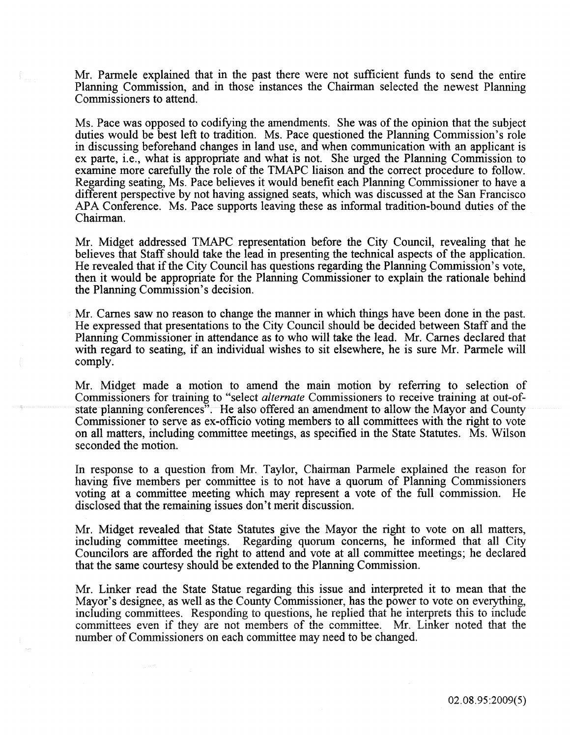Mr. Parmele explained that in the past there were not sufficient funds to send the entire Planning Commission, and in those instances the Chairman selected the newest Planning Commissioners to attend.

Ms. Pace was opposed to codifying the amendments. She was of the opinion that the subject duties would be best left to tradition. Ms. Pace questioned the Planning Commission's role in discussing beforehand changes in land use, and when communication with an applicant is ex parte, i.e., what is appropriate and what is not. She urged the Planning Commission to examine more carefully the role of the TMAPC liaison and the correct procedure to follow. Regarding seating, Ms. Pace believes it would benefit each Planning Commissioner to have a different perspective by not having assigned seats, which was discussed at the San Francisco APA Conference. Ms. Pace supports leaving these as informal tradition-bound duties of the Chairman.

Mr. Midget addressed TMAPC representation before the City Council, revealing that he believes that Staff should take the lead in presenting the technical aspects of the application. He revealed that if the City Council has questions regarding the Planning Commission's vote, then it would be appropriate for the Planning Commissioner to explain the rationale behind the Planning Commission's decision.

Mr. Carnes saw no reason to change the manner in which things have been done in the past. He expressed that presentations to the City Council should be decided between Staff and the Planning Commissioner in attendance as to who will take the lead. Mr. Carnes declared that with regard to seating, if an individual wishes to sit elsewhere, he is sure Mr. Parmele will comply.

Mr. Midget made a motion to amend the main motion by referring to selection of Commissioners for training to "select *alternate* Commissioners to receive training at out-of-state planning conferences". He also offered an amendment to allow the Mayor and County Commissioner to serve as ex-officio voting members to all committees with the right to vote on all matters, including committee meetings, as specified in the State Statutes. Ms. Wilson seconded the motion.

In response to a question from Mr. Taylor, Chairman Parmele explained the reason for having five members per committee is to not have a quorum of Planning Commissioners voting at a committee meeting which may represent a vote of the full commission. He disclosed that the remaining issues don't merit discussion.

Mr. Midget revealed that State Statutes give the Mayor the right to vote on all matters, including committee meetings. Regarding quorum concerns, he informed that all City Councilors are afforded the right to attend and vote at all committee meetings; he declared that the same courtesy should be extended to the Planning Commission.

Mr. Linker read the State Statue regarding this issue and interpreted it to mean that the Mayor's designee, as well as the County Commissioner, has the power to vote on everything, including committees. Responding to questions, he replied that he interprets this to include committees even if they are not members of the committee. Mr. Linker noted that the number of Commissioners on each committee may need to be changed.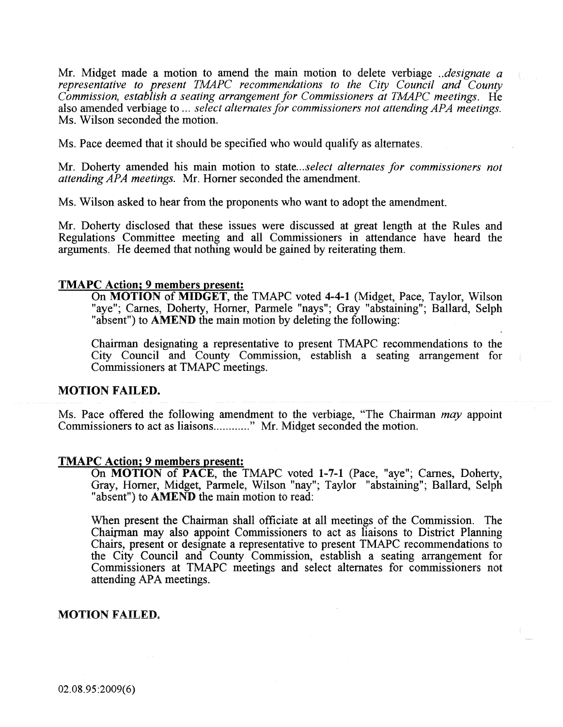Mr. Midget made a motion to amend the main motion to delete verbiage *..designate a representative to present TMAPC recommendations to the City Council and County Commission, establish a seating arrangement for Commissioners at TMAPC meetings.* He also amended verbiage to ... *select alternates for commissioners not attending APA meetings.* Ms. Wilson seconded the motion.

Ms. Pace deemed that it should be specified who would qualify as alternates.

Mr. Doherty amended his main motion to state...*select alternates for commissioners not attending APA meetings.* Mr. Horner seconded the amendment.

Ms. Wilson asked to hear from the proponents who want to adopt the amendment.

Mr. Doherty disclosed that these issues were discussed at great length at the Rules and Regulations Committee meeting and all Commissioners in attendance have heard the arguments. He deemed that nothing would be gained by reiterating them.

**TMAPC Action; 9 members present:**

On **MOTION** of **MIDGET**, the TMAPC voted **4-4-1** (Midget, Pace, Taylor, Wilson "aye"; Carnes, Doherty, Horner, Parmele "nays"; Gray "abstaining"; Ballard, Selph "absent") to **AMEND** the main motion by deleting the following:

Chairman designating a representative to present TMAPC recommendations to the City Council and County Commission, establish a seating arrangement for Commissioners at TMAPC meetings.

**MOTION FAILED.**

Ms. Pace offered the following amendment to the verbiage, "The Chairman *may* appoint Commissioners to act as liaisons............" Mr. Midget seconded the motion.

**TMAPC Action; 9 members present:**

On **MOTION** of **PACE**, the TMAPC voted **1-7-1** (Pace, "aye"; Carnes, Doherty, Gray, Horner, Midget, Parmele, Wilson "nay"; Taylor "abstaining"; Ballard, Selph "absent") to **AMEND** the main motion to read:

When present the Chairman shall officiate at all meetings of the Commission. The Chairman may also appoint Commissioners to act as liaisons to District Planning Chairs, present or designate a representative to present TMAPC recommendations to the City Council and County Commission, establish a seating arrangement for Commissioners at TMAPC meetings and select alternates for commissioners not attending APA meetings.

**MOTION FAILED.**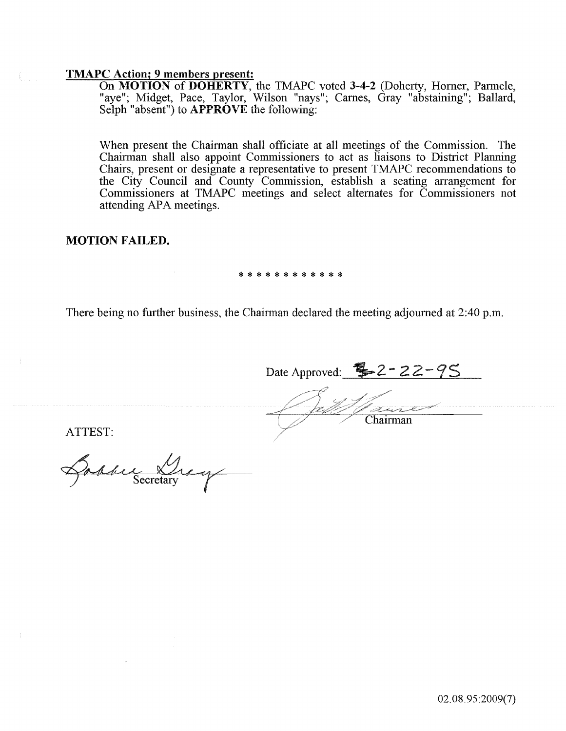**TMAPC Action; 9 members present:**

On **MOTION** of **DOHERTY**, the TMAPC voted **3-4-2** (Doherty, Horner, Parmele, "aye"; Midget, Pace, Taylor, Wilson "nays"; Carnes, Gray "abstaining"; Ballard, Selph "absent") to **APPROVE** the following:

When present the Chairman shall officiate at all meetings of the Commission. The Chairman shall also appoint Commissioners to act as liaisons to District Planning Chairs, present or designate a representative to present TMAPC recommendations to the City Council and County Commission, establish a seating arrangement for Commissioners at TMAPC meetings and select alternates for Commissioners not attending APA meetings.

**MOTION FAILED.**

* * * * * * * * * * * *

There being no further business, the Chairman declared the meeting adjourned at 2:40 p.m.

Date Approved: 2-22-95

Chairman

ATTEST:

Secretary

02.08.95:2009(7)